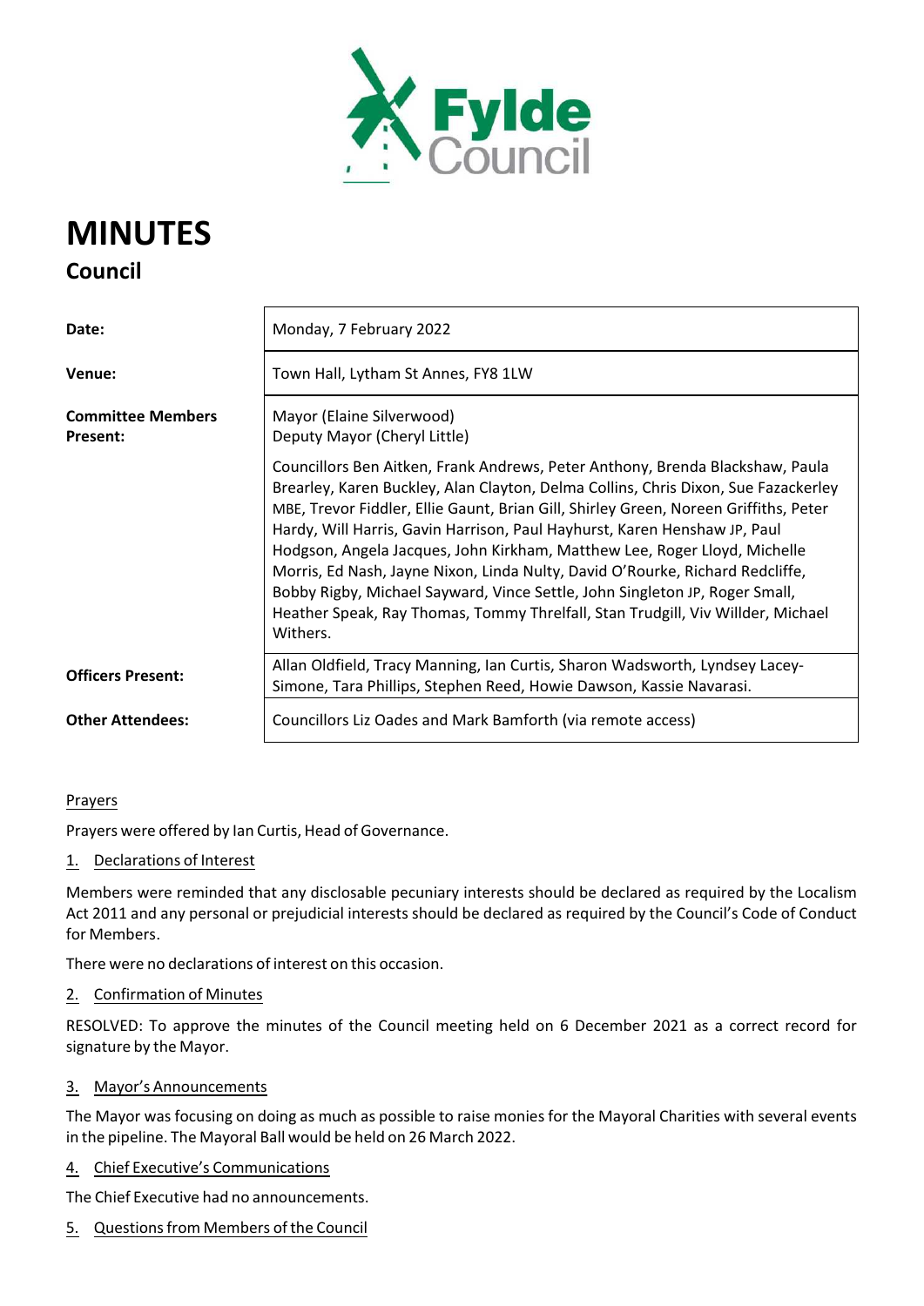Fylde Council

# MINUTES

## Council

| | |
|---|---|
| **Date:** | Monday, 7 February 2022 |
| **Venue:** | Town Hall, Lytham St Annes, FY8 1LW |
| **Committee Members Present:** | Mayor (Elaine Silverwood)<br>Deputy Mayor (Cheryl Little)<br><br>Councillors Ben Aitken, Frank Andrews, Peter Anthony, Brenda Blackshaw, Paula Brearley, Karen Buckley, Alan Clayton, Delma Collins, Chris Dixon, Sue Fazackerley MBE, Trevor Fiddler, Ellie Gaunt, Brian Gill, Shirley Green, Noreen Griffiths, Peter Hardy, Will Harris, Gavin Harrison, Paul Hayhurst, Karen Henshaw JP, Paul Hodgson, Angela Jacques, John Kirkham, Matthew Lee, Roger Lloyd, Michelle Morris, Ed Nash, Jayne Nixon, Linda Nulty, David O'Rourke, Richard Redcliffe, Bobby Rigby, Michael Sayward, Vince Settle, John Singleton JP, Roger Small, Heather Speak, Ray Thomas, Tommy Threlfall, Stan Trudgill, Viv Willder, Michael Withers. |
| **Officers Present:** | Allan Oldfield, Tracy Manning, Ian Curtis, Sharon Wadsworth, Lyndsey Lacey-Simone, Tara Phillips, Stephen Reed, Howie Dawson, Kassie Navarasi. |
| **Other Attendees:** | Councillors Liz Oades and Mark Bamforth (via remote access) |

Prayers

Prayers were offered by Ian Curtis, Head of Governance.

1. Declarations of Interest

Members were reminded that any disclosable pecuniary interests should be declared as required by the Localism Act 2011 and any personal or prejudicial interests should be declared as required by the Council's Code of Conduct for Members.

There were no declarations of interest on this occasion.

2. Confirmation of Minutes

RESOLVED: To approve the minutes of the Council meeting held on 6 December 2021 as a correct record for signature by the Mayor.

3. Mayor's Announcements

The Mayor was focusing on doing as much as possible to raise monies for the Mayoral Charities with several events in the pipeline. The Mayoral Ball would be held on 26 March 2022.

4. Chief Executive's Communications

The Chief Executive had no announcements.

5. Questions from Members of the Council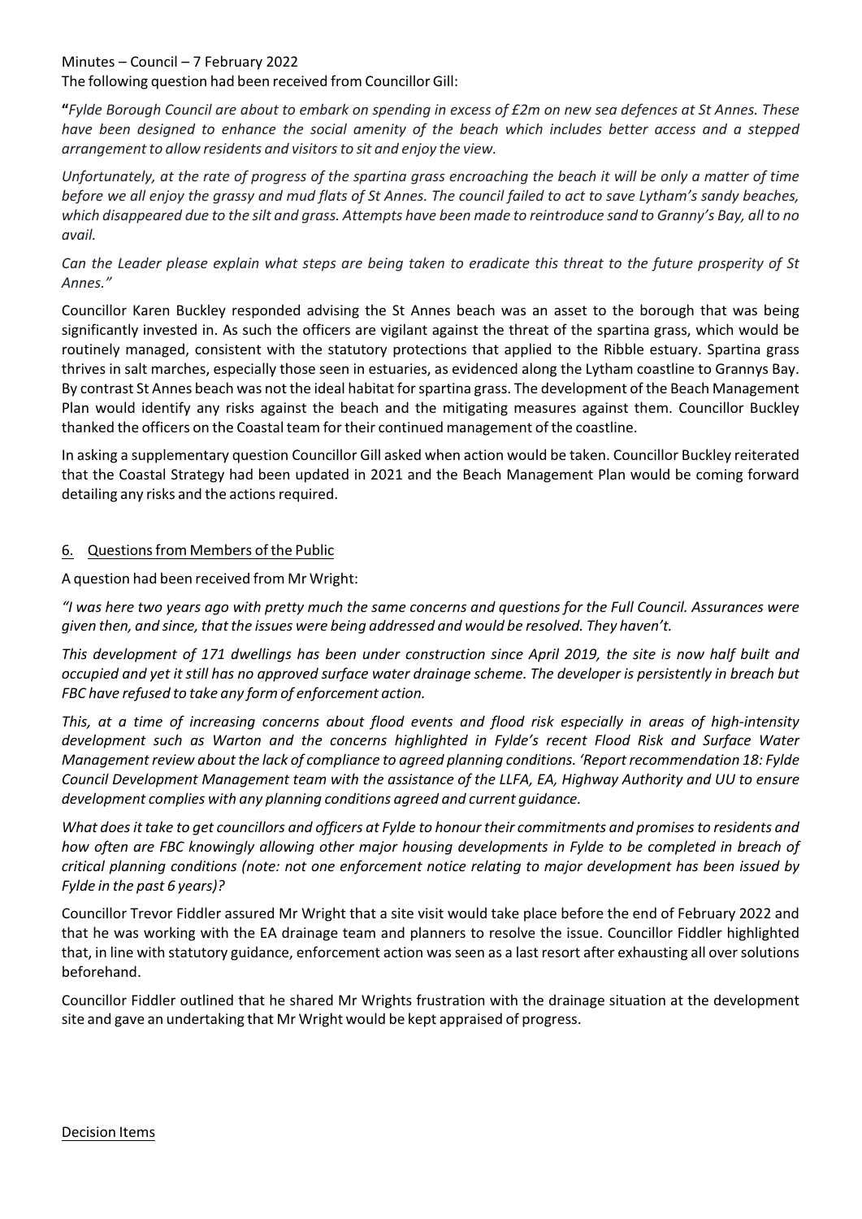Minutes – Council – 7 February 2022

The following question had been received from Councillor Gill:

**"***Fylde Borough Council are about to embark on spending in excess of £2m on new sea defences at St Annes. These have been designed to enhance the social amenity of the beach which includes better access and a stepped arrangement to allow residents and visitors to sit and enjoy the view.*

*Unfortunately, at the rate of progress of the spartina grass encroaching the beach it will be only a matter of time before we all enjoy the grassy and mud flats of St Annes. The council failed to act to save Lytham's sandy beaches, which disappeared due to the silt and grass. Attempts have been made to reintroduce sand to Granny's Bay, all to no avail.*

*Can the Leader please explain what steps are being taken to eradicate this threat to the future prosperity of St Annes."*

Councillor Karen Buckley responded advising the St Annes beach was an asset to the borough that was being significantly invested in. As such the officers are vigilant against the threat of the spartina grass, which would be routinely managed, consistent with the statutory protections that applied to the Ribble estuary. Spartina grass thrives in salt marches, especially those seen in estuaries, as evidenced along the Lytham coastline to Grannys Bay. By contrast St Annes beach was not the ideal habitat for spartina grass. The development of the Beach Management Plan would identify any risks against the beach and the mitigating measures against them. Councillor Buckley thanked the officers on the Coastal team for their continued management of the coastline.

In asking a supplementary question Councillor Gill asked when action would be taken. Councillor Buckley reiterated that the Coastal Strategy had been updated in 2021 and the Beach Management Plan would be coming forward detailing any risks and the actions required.

## 6. Questions from Members of the Public

A question had been received from Mr Wright:

*"I was here two years ago with pretty much the same concerns and questions for the Full Council. Assurances were given then, and since, that the issues were being addressed and would be resolved. They haven't.*

*This development of 171 dwellings has been under construction since April 2019, the site is now half built and occupied and yet it still has no approved surface water drainage scheme. The developer is persistently in breach but FBC have refused to take any form of enforcement action.*

*This, at a time of increasing concerns about flood events and flood risk especially in areas of high-intensity development such as Warton and the concerns highlighted in Fylde's recent Flood Risk and Surface Water Management review about the lack of compliance to agreed planning conditions. 'Report recommendation 18: Fylde Council Development Management team with the assistance of the LLFA, EA, Highway Authority and UU to ensure development complies with any planning conditions agreed and current guidance.*

*What does it take to get councillors and officers at Fylde to honour their commitments and promises to residents and how often are FBC knowingly allowing other major housing developments in Fylde to be completed in breach of critical planning conditions (note: not one enforcement notice relating to major development has been issued by Fylde in the past 6 years)?*

Councillor Trevor Fiddler assured Mr Wright that a site visit would take place before the end of February 2022 and that he was working with the EA drainage team and planners to resolve the issue. Councillor Fiddler highlighted that, in line with statutory guidance, enforcement action was seen as a last resort after exhausting all over solutions beforehand.

Councillor Fiddler outlined that he shared Mr Wrights frustration with the drainage situation at the development site and gave an undertaking that Mr Wright would be kept appraised of progress.

Decision Items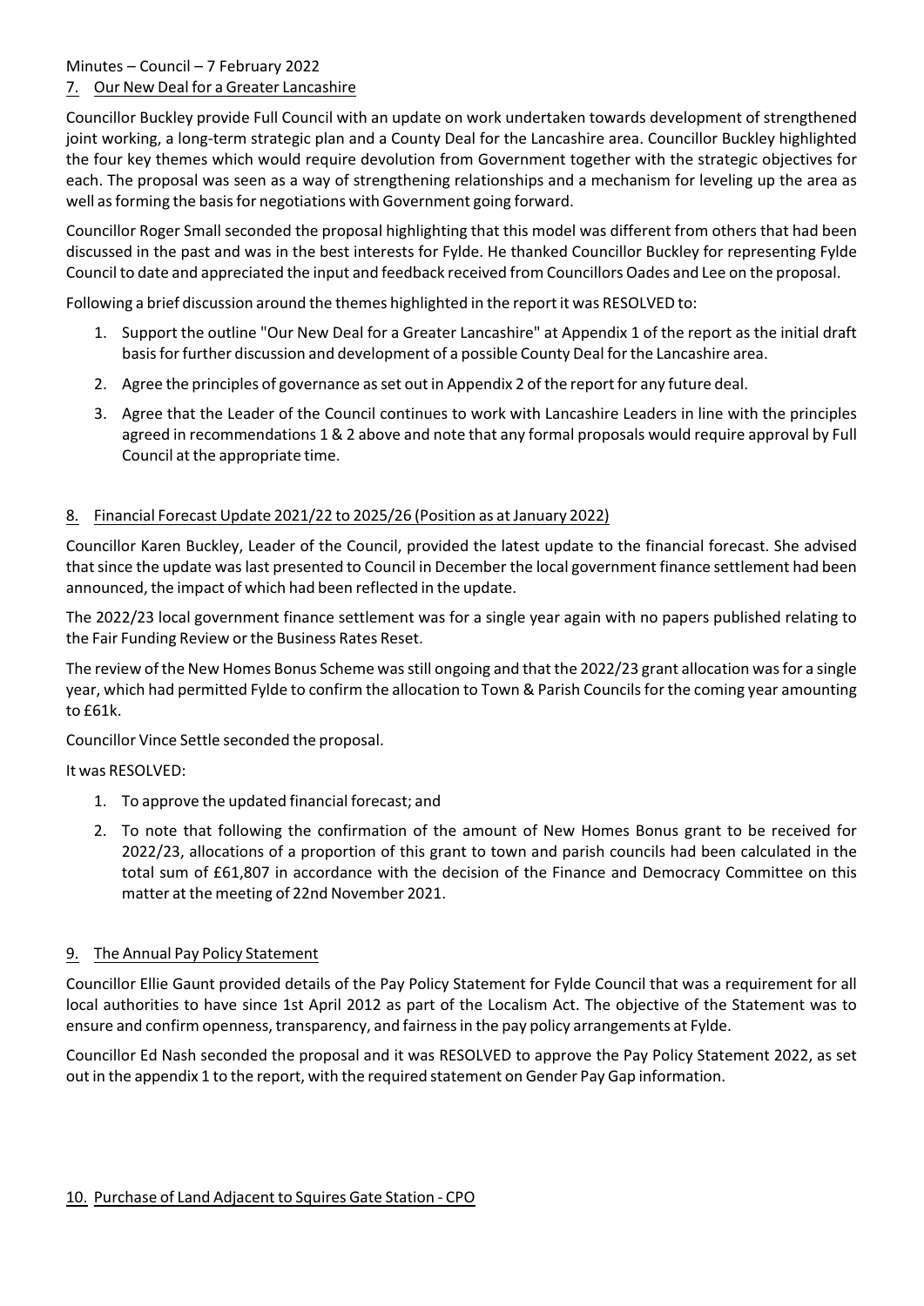Minutes – Council – 7 February 2022

## 7. Our New Deal for a Greater Lancashire

Councillor Buckley provide Full Council with an update on work undertaken towards development of strengthened joint working, a long-term strategic plan and a County Deal for the Lancashire area. Councillor Buckley highlighted the four key themes which would require devolution from Government together with the strategic objectives for each. The proposal was seen as a way of strengthening relationships and a mechanism for leveling up the area as well as forming the basis for negotiations with Government going forward.

Councillor Roger Small seconded the proposal highlighting that this model was different from others that had been discussed in the past and was in the best interests for Fylde. He thanked Councillor Buckley for representing Fylde Council to date and appreciated the input and feedback received from Councillors Oades and Lee on the proposal.

Following a brief discussion around the themes highlighted in the report it was RESOLVED to:

1. Support the outline "Our New Deal for a Greater Lancashire" at Appendix 1 of the report as the initial draft basis for further discussion and development of a possible County Deal for the Lancashire area.
2. Agree the principles of governance as set out in Appendix 2 of the report for any future deal.
3. Agree that the Leader of the Council continues to work with Lancashire Leaders in line with the principles agreed in recommendations 1 & 2 above and note that any formal proposals would require approval by Full Council at the appropriate time.

## 8. Financial Forecast Update 2021/22 to 2025/26 (Position as at January 2022)

Councillor Karen Buckley, Leader of the Council, provided the latest update to the financial forecast. She advised that since the update was last presented to Council in December the local government finance settlement had been announced, the impact of which had been reflected in the update.

The 2022/23 local government finance settlement was for a single year again with no papers published relating to the Fair Funding Review or the Business Rates Reset.

The review of the New Homes Bonus Scheme was still ongoing and that the 2022/23 grant allocation was for a single year, which had permitted Fylde to confirm the allocation to Town & Parish Councils for the coming year amounting to £61k.

Councillor Vince Settle seconded the proposal.

It was RESOLVED:

1. To approve the updated financial forecast; and
2. To note that following the confirmation of the amount of New Homes Bonus grant to be received for 2022/23, allocations of a proportion of this grant to town and parish councils had been calculated in the total sum of £61,807 in accordance with the decision of the Finance and Democracy Committee on this matter at the meeting of 22nd November 2021.

## 9. The Annual Pay Policy Statement

Councillor Ellie Gaunt provided details of the Pay Policy Statement for Fylde Council that was a requirement for all local authorities to have since 1st April 2012 as part of the Localism Act. The objective of the Statement was to ensure and confirm openness, transparency, and fairness in the pay policy arrangements at Fylde.

Councillor Ed Nash seconded the proposal and it was RESOLVED to approve the Pay Policy Statement 2022, as set out in the appendix 1 to the report, with the required statement on Gender Pay Gap information.

## 10. Purchase of Land Adjacent to Squires Gate Station - CPO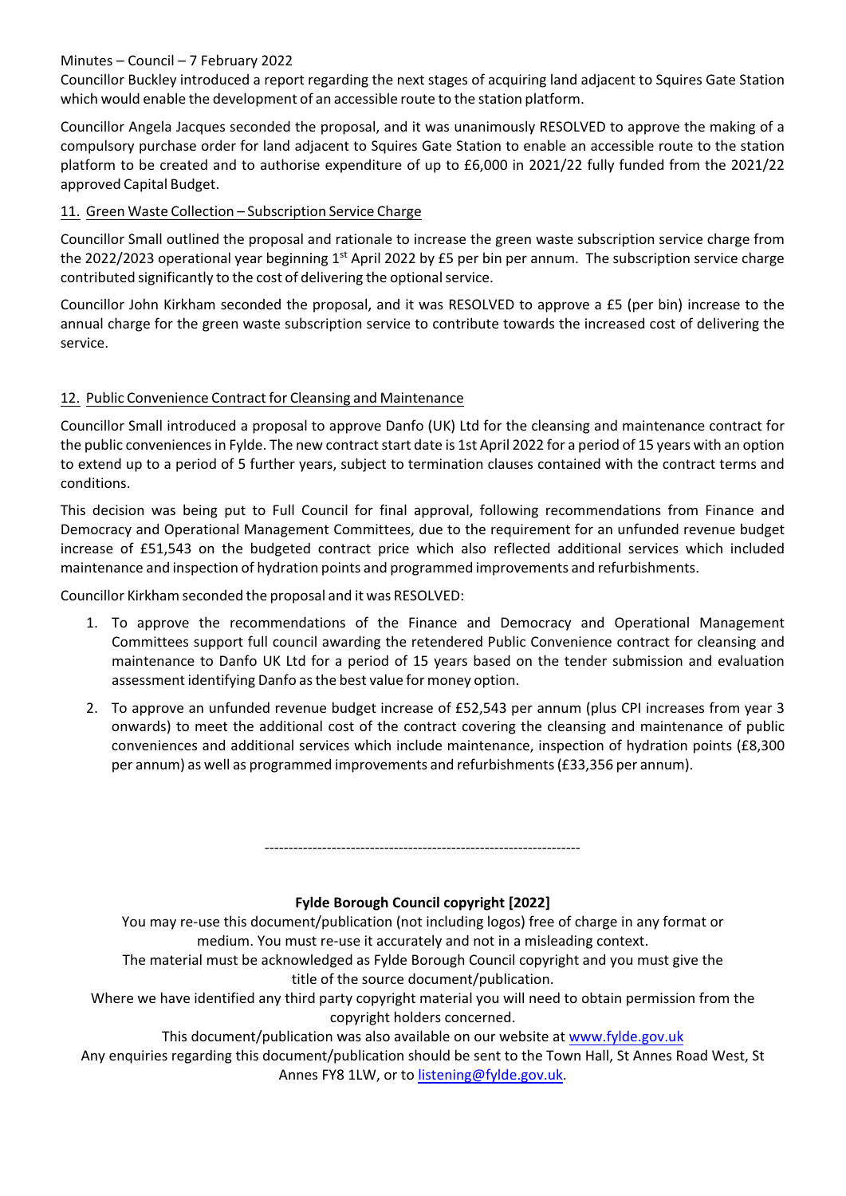Minutes – Council – 7 February 2022

Councillor Buckley introduced a report regarding the next stages of acquiring land adjacent to Squires Gate Station which would enable the development of an accessible route to the station platform.

Councillor Angela Jacques seconded the proposal, and it was unanimously RESOLVED to approve the making of a compulsory purchase order for land adjacent to Squires Gate Station to enable an accessible route to the station platform to be created and to authorise expenditure of up to £6,000 in 2021/22 fully funded from the 2021/22 approved Capital Budget.

## 11. Green Waste Collection – Subscription Service Charge

Councillor Small outlined the proposal and rationale to increase the green waste subscription service charge from the 2022/2023 operational year beginning 1st April 2022 by £5 per bin per annum. The subscription service charge contributed significantly to the cost of delivering the optional service.

Councillor John Kirkham seconded the proposal, and it was RESOLVED to approve a £5 (per bin) increase to the annual charge for the green waste subscription service to contribute towards the increased cost of delivering the service.

## 12. Public Convenience Contract for Cleansing and Maintenance

Councillor Small introduced a proposal to approve Danfo (UK) Ltd for the cleansing and maintenance contract for the public conveniences in Fylde. The new contract start date is 1st April 2022 for a period of 15 years with an option to extend up to a period of 5 further years, subject to termination clauses contained with the contract terms and conditions.

This decision was being put to Full Council for final approval, following recommendations from Finance and Democracy and Operational Management Committees, due to the requirement for an unfunded revenue budget increase of £51,543 on the budgeted contract price which also reflected additional services which included maintenance and inspection of hydration points and programmed improvements and refurbishments.

Councillor Kirkham seconded the proposal and it was RESOLVED:

1. To approve the recommendations of the Finance and Democracy and Operational Management Committees support full council awarding the retendered Public Convenience contract for cleansing and maintenance to Danfo UK Ltd for a period of 15 years based on the tender submission and evaluation assessment identifying Danfo as the best value for money option.
2. To approve an unfunded revenue budget increase of £52,543 per annum (plus CPI increases from year 3 onwards) to meet the additional cost of the contract covering the cleansing and maintenance of public conveniences and additional services which include maintenance, inspection of hydration points (£8,300 per annum) as well as programmed improvements and refurbishments (£33,356 per annum).

------------------------------------------------------------------

**Fylde Borough Council copyright [2022]**

You may re-use this document/publication (not including logos) free of charge in any format or medium. You must re-use it accurately and not in a misleading context.

The material must be acknowledged as Fylde Borough Council copyright and you must give the title of the source document/publication.

Where we have identified any third party copyright material you will need to obtain permission from the copyright holders concerned.

This document/publication was also available on our website at www.fylde.gov.uk

Any enquiries regarding this document/publication should be sent to the Town Hall, St Annes Road West, St Annes FY8 1LW, or to listening@fylde.gov.uk.